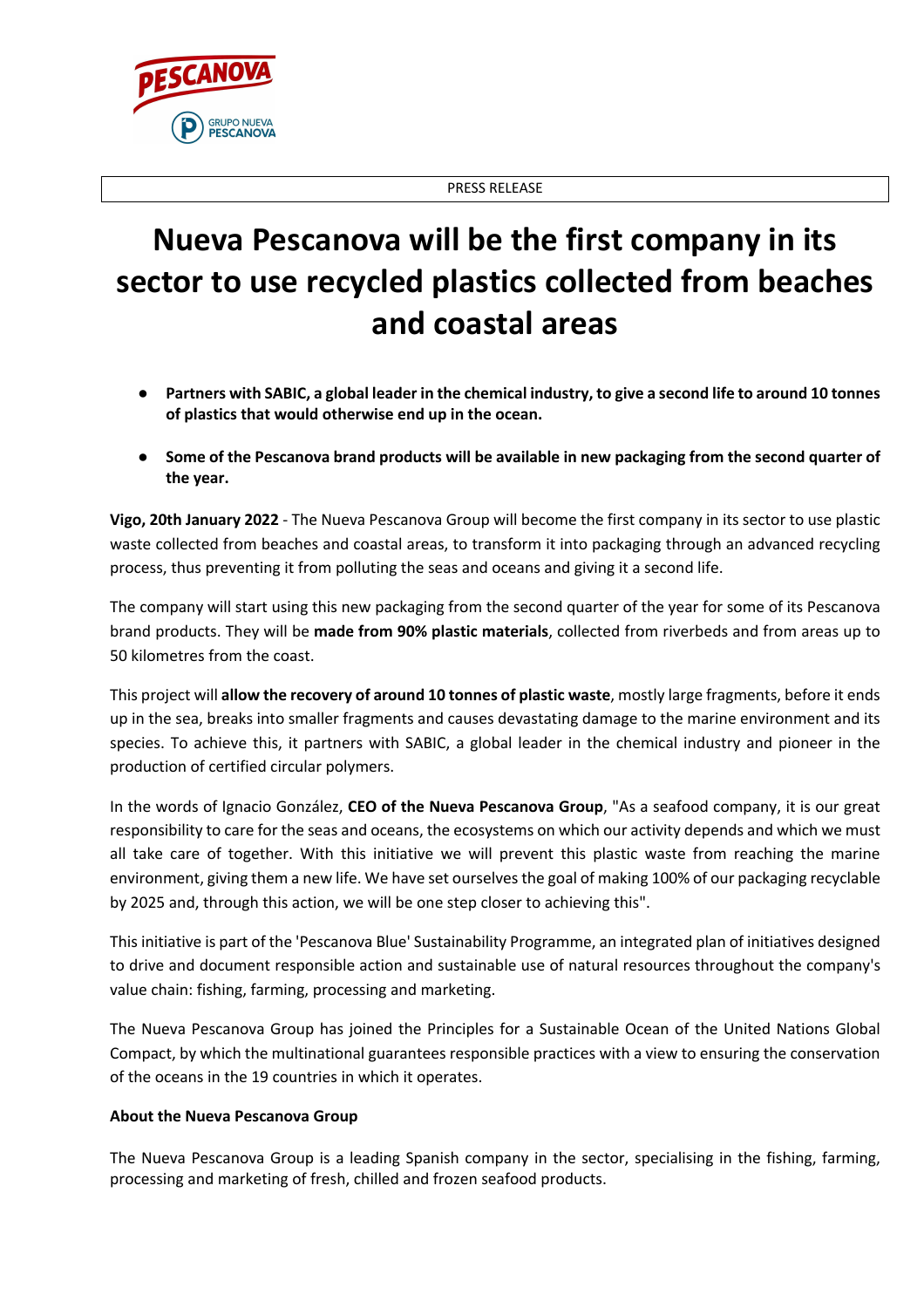PRESS RELEASE

# Nueva Pescanova will be the first company in its sector to use recycled plastics collected from beaches and coastal areas

- **Partners with SABIC, a global leader in the chemical industry, to give a second life to around 10 tonnes of plastics that would otherwise end up in the ocean.**
- **Some of the Pescanova brand products will be available in new packaging from the second quarter of the year.**

**Vigo, 20th January 2022** - The Nueva Pescanova Group will become the first company in its sector to use plastic waste collected from beaches and coastal areas, to transform it into packaging through an advanced recycling process, thus preventing it from polluting the seas and oceans and giving it a second life.

The company will start using this new packaging from the second quarter of the year for some of its Pescanova brand products. They will be **made from 90% plastic materials**, collected from riverbeds and from areas up to 50 kilometres from the coast.

This project will **allow the recovery of around 10 tonnes of plastic waste**, mostly large fragments, before it ends up in the sea, breaks into smaller fragments and causes devastating damage to the marine environment and its species. To achieve this, it partners with SABIC, a global leader in the chemical industry and pioneer in the production of certified circular polymers.

In the words of Ignacio González, **CEO of the Nueva Pescanova Group**, "As a seafood company, it is our great responsibility to care for the seas and oceans, the ecosystems on which our activity depends and which we must all take care of together. With this initiative we will prevent this plastic waste from reaching the marine environment, giving them a new life. We have set ourselves the goal of making 100% of our packaging recyclable by 2025 and, through this action, we will be one step closer to achieving this".

This initiative is part of the 'Pescanova Blue' Sustainability Programme, an integrated plan of initiatives designed to drive and document responsible action and sustainable use of natural resources throughout the company's value chain: fishing, farming, processing and marketing.

The Nueva Pescanova Group has joined the Principles for a Sustainable Ocean of the United Nations Global Compact, by which the multinational guarantees responsible practices with a view to ensuring the conservation of the oceans in the 19 countries in which it operates.

**About the Nueva Pescanova Group**

The Nueva Pescanova Group is a leading Spanish company in the sector, specialising in the fishing, farming, processing and marketing of fresh, chilled and frozen seafood products.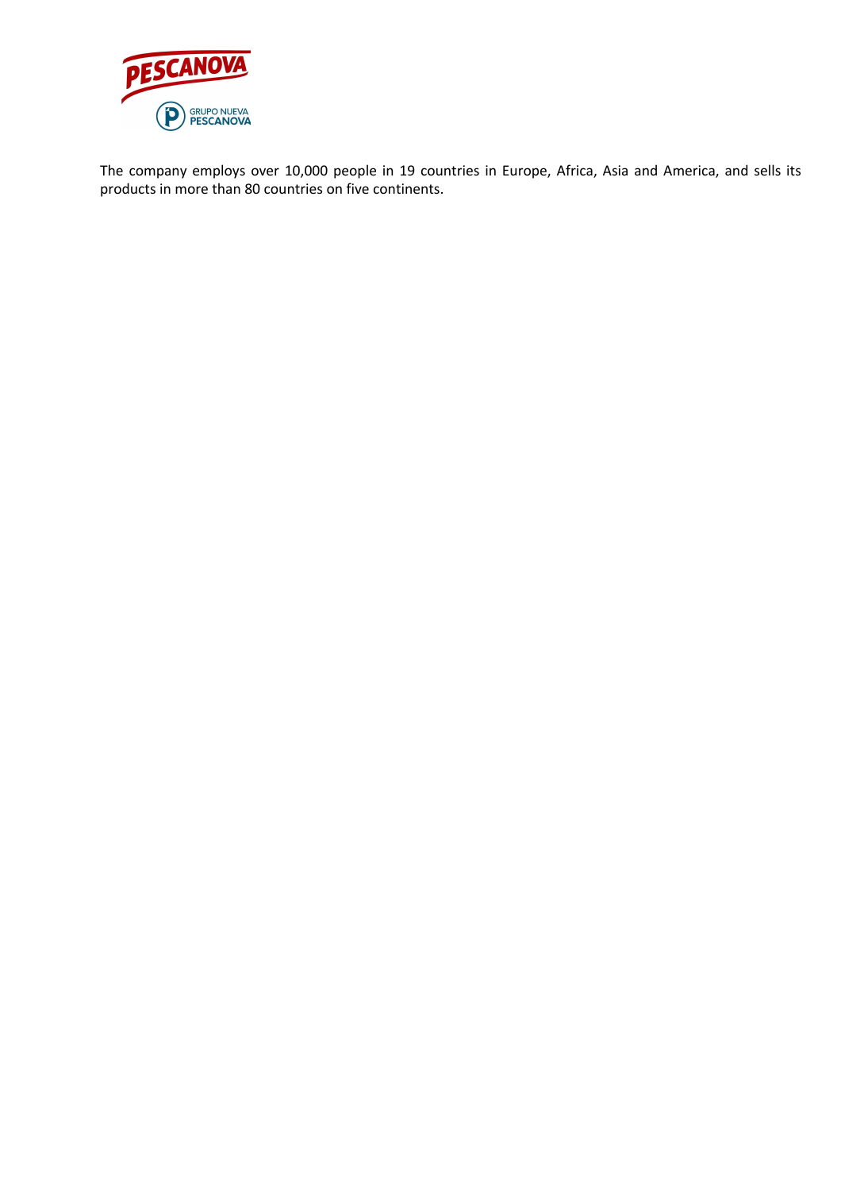The company employs over 10,000 people in 19 countries in Europe, Africa, Asia and America, and sells its products in more than 80 countries on five continents.